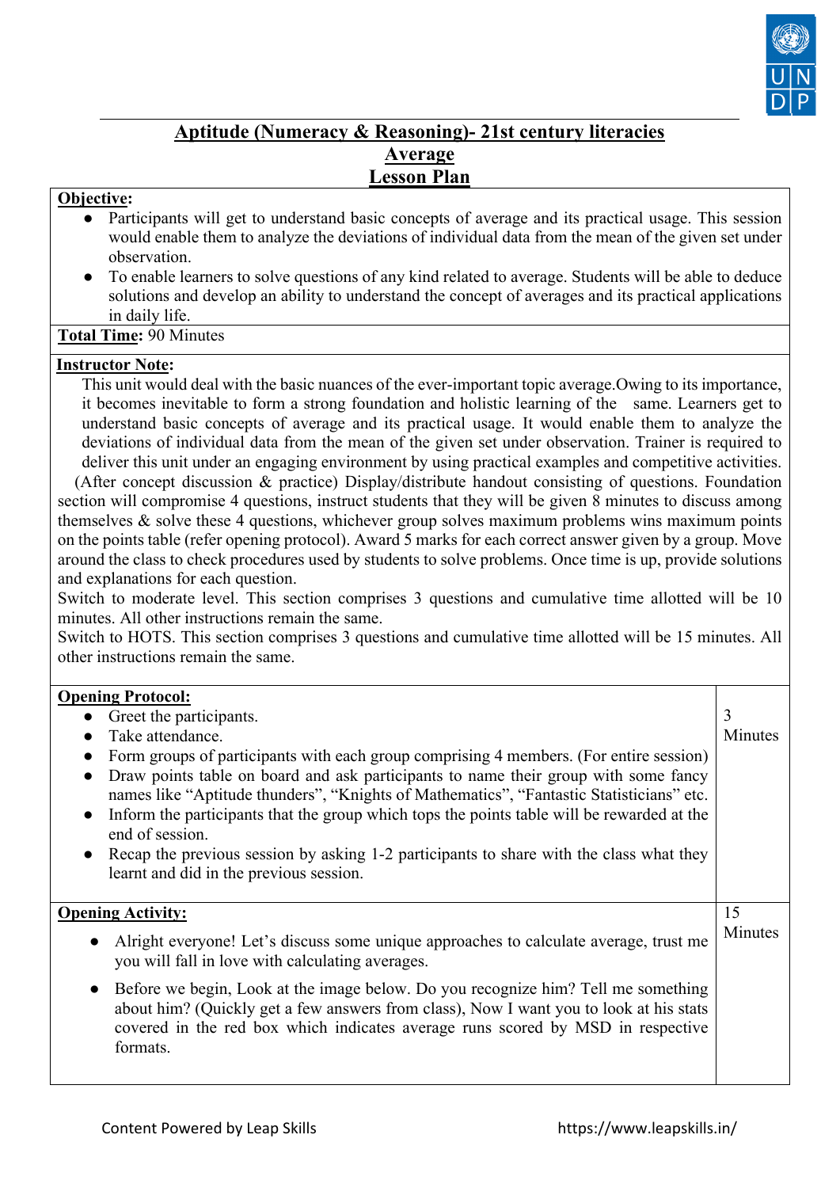# Aptitude (Numeracy & Reasoning)- 21st century literacies

## Average

## Lesson Plan

**Objective:**

- Participants will get to understand basic concepts of average and its practical usage. This session would enable them to analyze the deviations of individual data from the mean of the given set under observation.
- To enable learners to solve questions of any kind related to average. Students will be able to deduce solutions and develop an ability to understand the concept of averages and its practical applications in daily life.

**Total Time:** 90 Minutes

**Instructor Note:**

This unit would deal with the basic nuances of the ever-important topic average.Owing to its importance, it becomes inevitable to form a strong foundation and holistic learning of the same. Learners get to understand basic concepts of average and its practical usage. It would enable them to analyze the deviations of individual data from the mean of the given set under observation. Trainer is required to deliver this unit under an engaging environment by using practical examples and competitive activities.

(After concept discussion & practice) Display/distribute handout consisting of questions. Foundation section will compromise 4 questions, instruct students that they will be given 8 minutes to discuss among themselves & solve these 4 questions, whichever group solves maximum problems wins maximum points on the points table (refer opening protocol). Award 5 marks for each correct answer given by a group. Move around the class to check procedures used by students to solve problems. Once time is up, provide solutions and explanations for each question.

Switch to moderate level. This section comprises 3 questions and cumulative time allotted will be 10 minutes. All other instructions remain the same.

Switch to HOTS. This section comprises 3 questions and cumulative time allotted will be 15 minutes. All other instructions remain the same.

| **Opening Protocol:** | 3 Minutes |
|---|---|
| • Greet the participants.<br>• Take attendance.<br>• Form groups of participants with each group comprising 4 members. (For entire session)<br>• Draw points table on board and ask participants to name their group with some fancy names like "Aptitude thunders", "Knights of Mathematics", "Fantastic Statisticians" etc.<br>• Inform the participants that the group which tops the points table will be rewarded at the end of session.<br>• Recap the previous session by asking 1-2 participants to share with the class what they learnt and did in the previous session. | |

| **Opening Activity:** | 15 Minutes |
|---|---|
| • Alright everyone! Let's discuss some unique approaches to calculate average, trust me you will fall in love with calculating averages.<br>• Before we begin, Look at the image below. Do you recognize him? Tell me something about him? (Quickly get a few answers from class), Now I want you to look at his stats covered in the red box which indicates average runs scored by MSD in respective formats. | |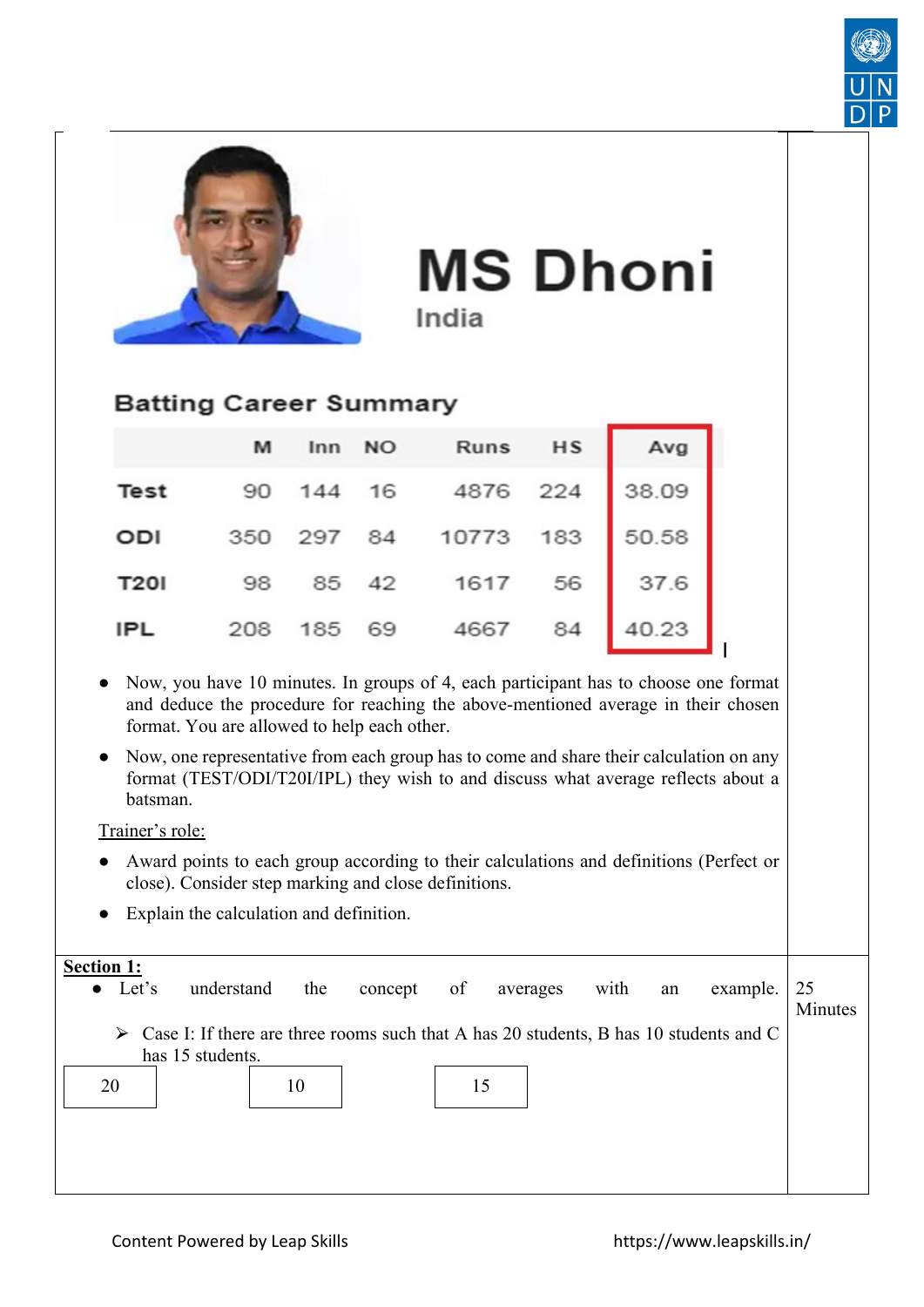# MS Dhoni

India

## Batting Career Summary

| | M | Inn | NO | Runs | HS | Avg |
|---|---|---|---|---|---|---|
| Test | 90 | 144 | 16 | 4876 | 224 | 38.09 |
| ODI | 350 | 297 | 84 | 10773 | 183 | 50.58 |
| T20I | 98 | 85 | 42 | 1617 | 56 | 37.6 |
| IPL | 208 | 185 | 69 | 4667 | 84 | 40.23 |

- Now, you have 10 minutes. In groups of 4, each participant has to choose one format and deduce the procedure for reaching the above-mentioned average in their chosen format. You are allowed to help each other.
- Now, one representative from each group has to come and share their calculation on any format (TEST/ODI/T20I/IPL) they wish to and discuss what average reflects about a batsman.

Trainer's role:

- Award points to each group according to their calculations and definitions (Perfect or close). Consider step marking and close definitions.
- Explain the calculation and definition.

**Section 1:** (25 Minutes)

- Let's understand the concept of averages with an example.
  - Case I: If there are three rooms such that A has 20 students, B has 10 students and C has 15 students.

| 20 | 10 | 15 |
|---|---|---|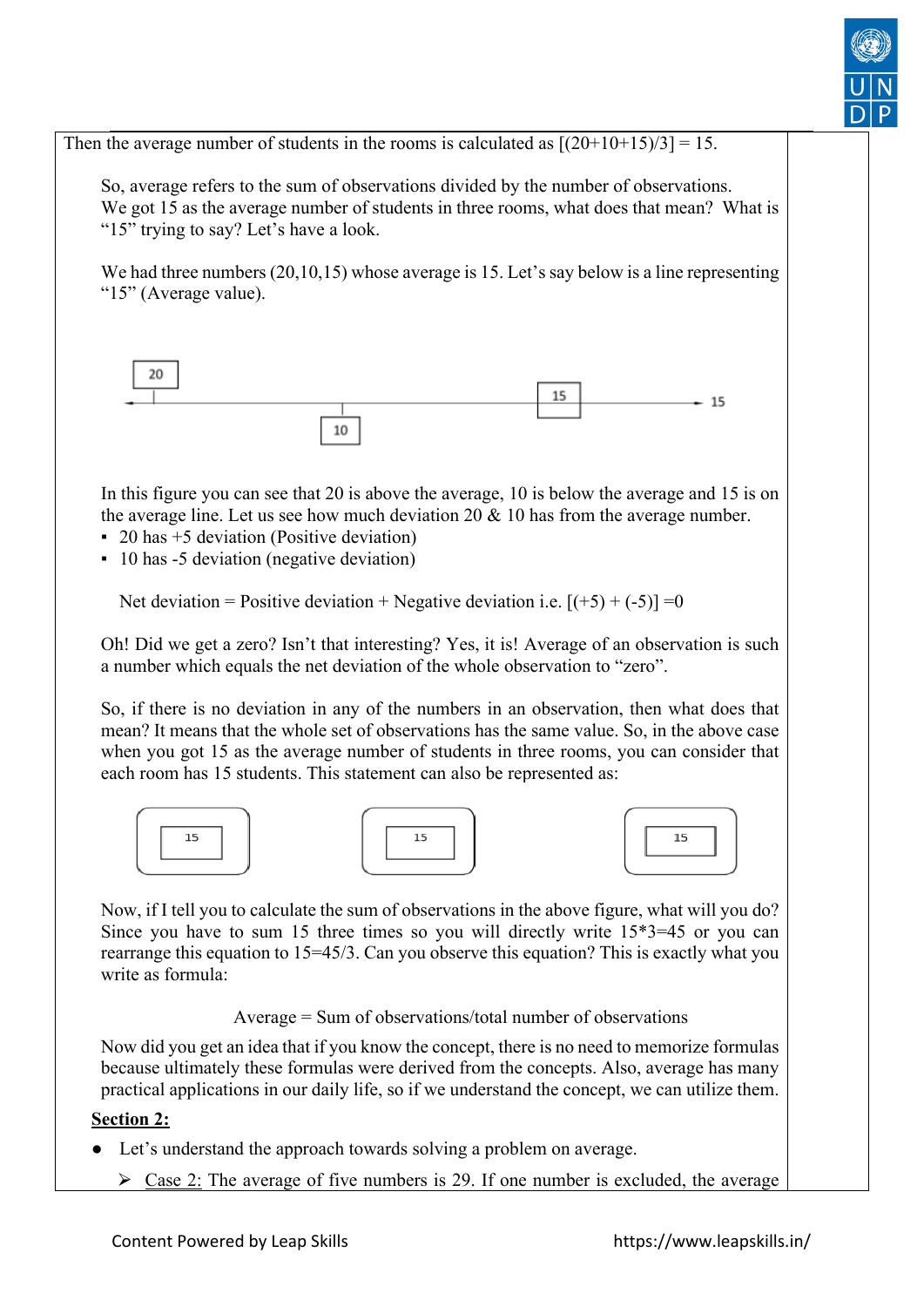Then the average number of students in the rooms is calculated as [(20+10+15)/3] = 15.

So, average refers to the sum of observations divided by the number of observations. We got 15 as the average number of students in three rooms, what does that mean? What is "15" trying to say? Let's have a look.

We had three numbers (20,10,15) whose average is 15. Let's say below is a line representing "15" (Average value).

In this figure you can see that 20 is above the average, 10 is below the average and 15 is on the average line. Let us see how much deviation 20 & 10 has from the average number.

- 20 has +5 deviation (Positive deviation)
- 10 has -5 deviation (negative deviation)

Net deviation = Positive deviation + Negative deviation i.e. [(+5) + (-5)] =0

Oh! Did we get a zero? Isn't that interesting? Yes, it is! Average of an observation is such a number which equals the net deviation of the whole observation to "zero".

So, if there is no deviation in any of the numbers in an observation, then what does that mean? It means that the whole set of observations has the same value. So, in the above case when you got 15 as the average number of students in three rooms, you can consider that each room has 15 students. This statement can also be represented as:

Now, if I tell you to calculate the sum of observations in the above figure, what will you do? Since you have to sum 15 three times so you will directly write 15*3=45 or you can rearrange this equation to 15=45/3. Can you observe this equation? This is exactly what you write as formula:

Average = Sum of observations/total number of observations

Now did you get an idea that if you know the concept, there is no need to memorize formulas because ultimately these formulas were derived from the concepts. Also, average has many practical applications in our daily life, so if we understand the concept, we can utilize them.

**Section 2:**

- Let's understand the approach towards solving a problem on average.
  - Case 2: The average of five numbers is 29. If one number is excluded, the average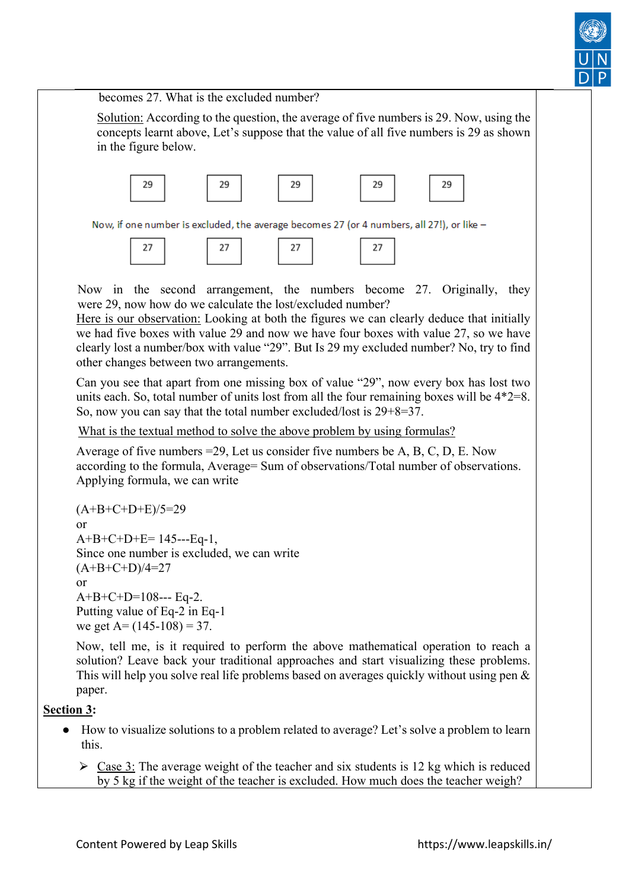becomes 27. What is the excluded number?

Solution: According to the question, the average of five numbers is 29. Now, using the concepts learnt above, Let's suppose that the value of all five numbers is 29 as shown in the figure below.

| 29 | 29 | 29 | 29 | 29 |
|---|---|---|---|---|

Now, if one number is excluded, the average becomes 27 (or 4 numbers, all 27!), or like –

| 27 | 27 | 27 | 27 |
|---|---|---|---|

Now in the second arrangement, the numbers become 27. Originally, they were 29, now how do we calculate the lost/excluded number?

Here is our observation: Looking at both the figures we can clearly deduce that initially we had five boxes with value 29 and now we have four boxes with value 27, so we have clearly lost a number/box with value "29". But Is 29 my excluded number? No, try to find other changes between two arrangements.

Can you see that apart from one missing box of value "29", now every box has lost two units each. So, total number of units lost from all the four remaining boxes will be 4*2=8. So, now you can say that the total number excluded/lost is 29+8=37.

What is the textual method to solve the above problem by using formulas?

Average of five numbers =29, Let us consider five numbers be A, B, C, D, E. Now according to the formula, Average= Sum of observations/Total number of observations. Applying formula, we can write

$(A+B+C+D+E)/5=29$

or

$A+B+C+D+E= 145$---Eq-1,

Since one number is excluded, we can write

$(A+B+C+D)/4=27$

or

$A+B+C+D=108$--- Eq-2.

Putting value of Eq-2 in Eq-1

we get $A= (145-108) = 37$.

Now, tell me, is it required to perform the above mathematical operation to reach a solution? Leave back your traditional approaches and start visualizing these problems. This will help you solve real life problems based on averages quickly without using pen & paper.

**Section 3:**

- How to visualize solutions to a problem related to average? Let's solve a problem to learn this.
  - Case 3: The average weight of the teacher and six students is 12 kg which is reduced by 5 kg if the weight of the teacher is excluded. How much does the teacher weigh?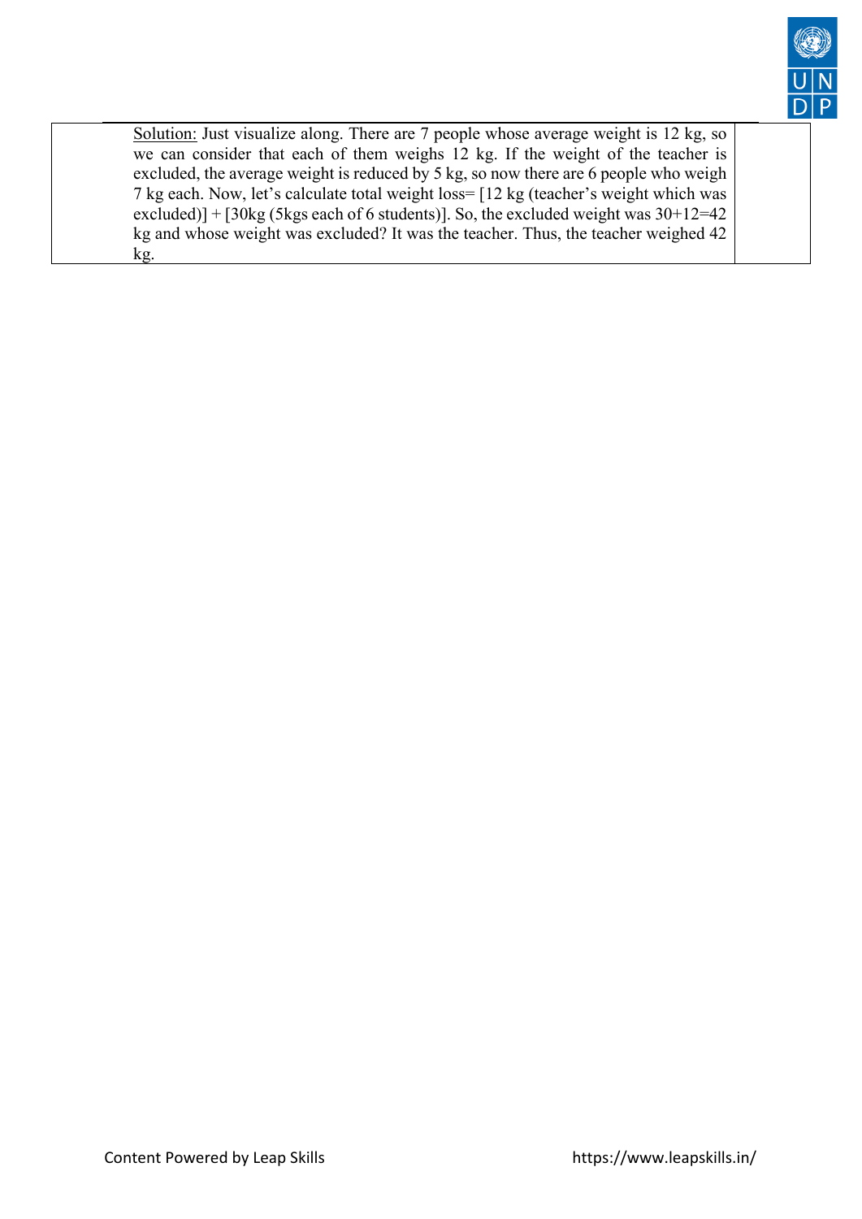Solution: Just visualize along. There are 7 people whose average weight is 12 kg, so we can consider that each of them weighs 12 kg. If the weight of the teacher is excluded, the average weight is reduced by 5 kg, so now there are 6 people who weigh 7 kg each. Now, let's calculate total weight loss= [12 kg (teacher's weight which was excluded)] + [30kg (5kgs each of 6 students)]. So, the excluded weight was 30+12=42 kg and whose weight was excluded? It was the teacher. Thus, the teacher weighed 42 kg.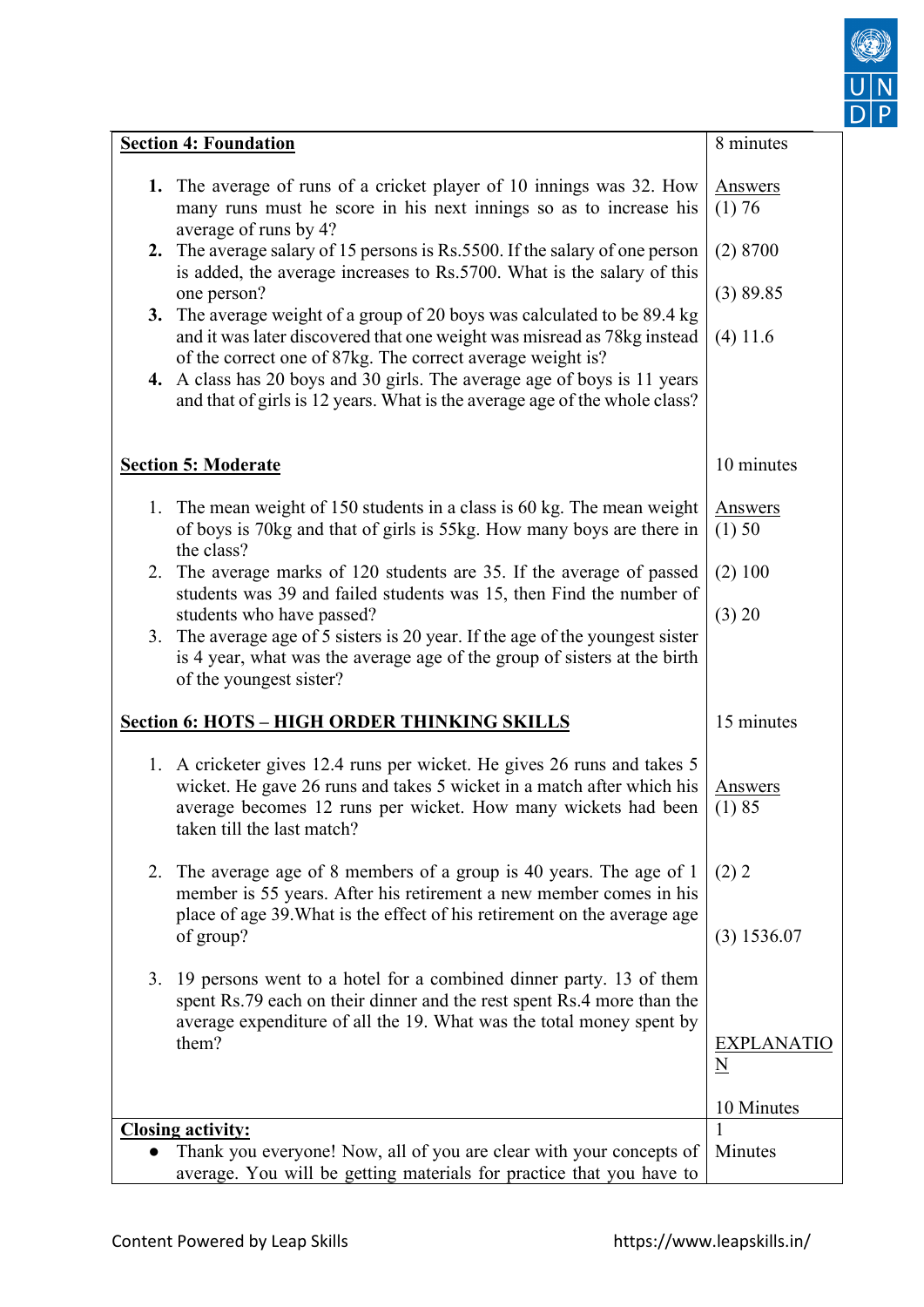| **Section 4: Foundation** | 8 minutes |
|---|---|
| 1. The average of runs of a cricket player of 10 innings was 32. How many runs must he score in his next innings so as to increase his average of runs by 4?<br>2. The average salary of 15 persons is Rs.5500. If the salary of one person is added, the average increases to Rs.5700. What is the salary of this one person?<br>3. The average weight of a group of 20 boys was calculated to be 89.4 kg and it was later discovered that one weight was misread as 78kg instead of the correct one of 87kg. The correct average weight is?<br>4. A class has 20 boys and 30 girls. The average age of boys is 11 years and that of girls is 12 years. What is the average age of the whole class? | Answers<br>(1) 76<br>(2) 8700<br>(3) 89.85<br>(4) 11.6 |
| **Section 5: Moderate** | 10 minutes |
| 1. The mean weight of 150 students in a class is 60 kg. The mean weight of boys is 70kg and that of girls is 55kg. How many boys are there in the class?<br>2. The average marks of 120 students are 35. If the average of passed students was 39 and failed students was 15, then Find the number of students who have passed?<br>3. The average age of 5 sisters is 20 year. If the age of the youngest sister is 4 year, what was the average age of the group of sisters at the birth of the youngest sister? | Answers<br>(1) 50<br>(2) 100<br>(3) 20 |
| **Section 6: HOTS – HIGH ORDER THINKING SKILLS** | 15 minutes |
| 1. A cricketer gives 12.4 runs per wicket. He gives 26 runs and takes 5 wicket. He gave 26 runs and takes 5 wicket in a match after which his average becomes 12 runs per wicket. How many wickets had been taken till the last match?<br>2. The average age of 8 members of a group is 40 years. The age of 1 member is 55 years. After his retirement a new member comes in his place of age 39.What is the effect of his retirement on the average age of group?<br>3. 19 persons went to a hotel for a combined dinner party. 13 of them spent Rs.79 each on their dinner and the rest spent Rs.4 more than the average expenditure of all the 19. What was the total money spent by them? | Answers<br>(1) 85<br>(2) 2<br>(3) 1536.07<br><br>EXPLANATION<br><br>10 Minutes |
| **Closing activity:**<br>● Thank you everyone! Now, all of you are clear with your concepts of average. You will be getting materials for practice that you have to | 1 Minutes |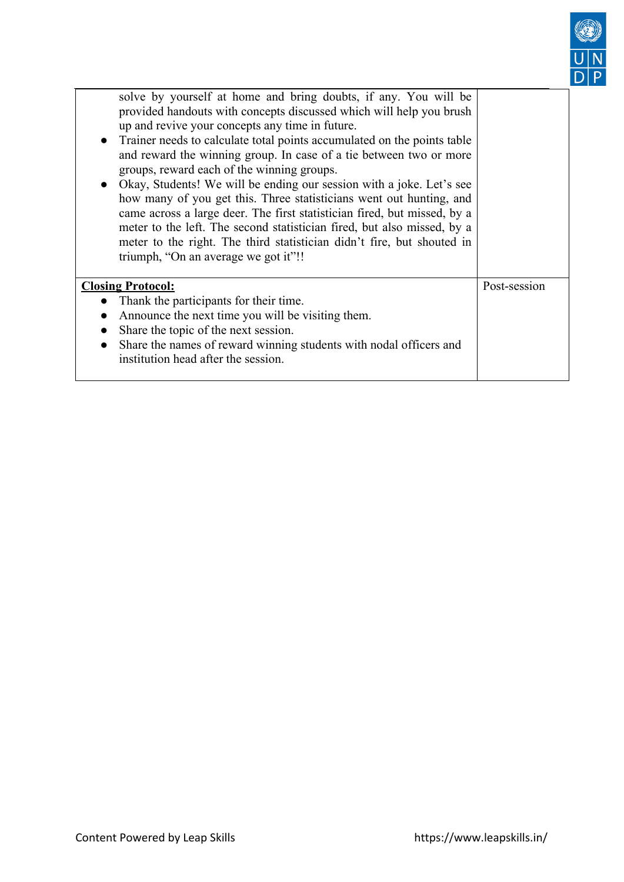| | |
|---|---|
| solve by yourself at home and bring doubts, if any. You will be provided handouts with concepts discussed which will help you brush up and revive your concepts any time in future.<br>● Trainer needs to calculate total points accumulated on the points table and reward the winning group. In case of a tie between two or more groups, reward each of the winning groups.<br>● Okay, Students! We will be ending our session with a joke. Let's see how many of you get this. Three statisticians went out hunting, and came across a large deer. The first statistician fired, but missed, by a meter to the left. The second statistician fired, but also missed, by a meter to the right. The third statistician didn't fire, but shouted in triumph, "On an average we got it"!! | |
| **Closing Protocol:**<br>● Thank the participants for their time.<br>● Announce the next time you will be visiting them.<br>● Share the topic of the next session.<br>● Share the names of reward winning students with nodal officers and institution head after the session. | Post-session |